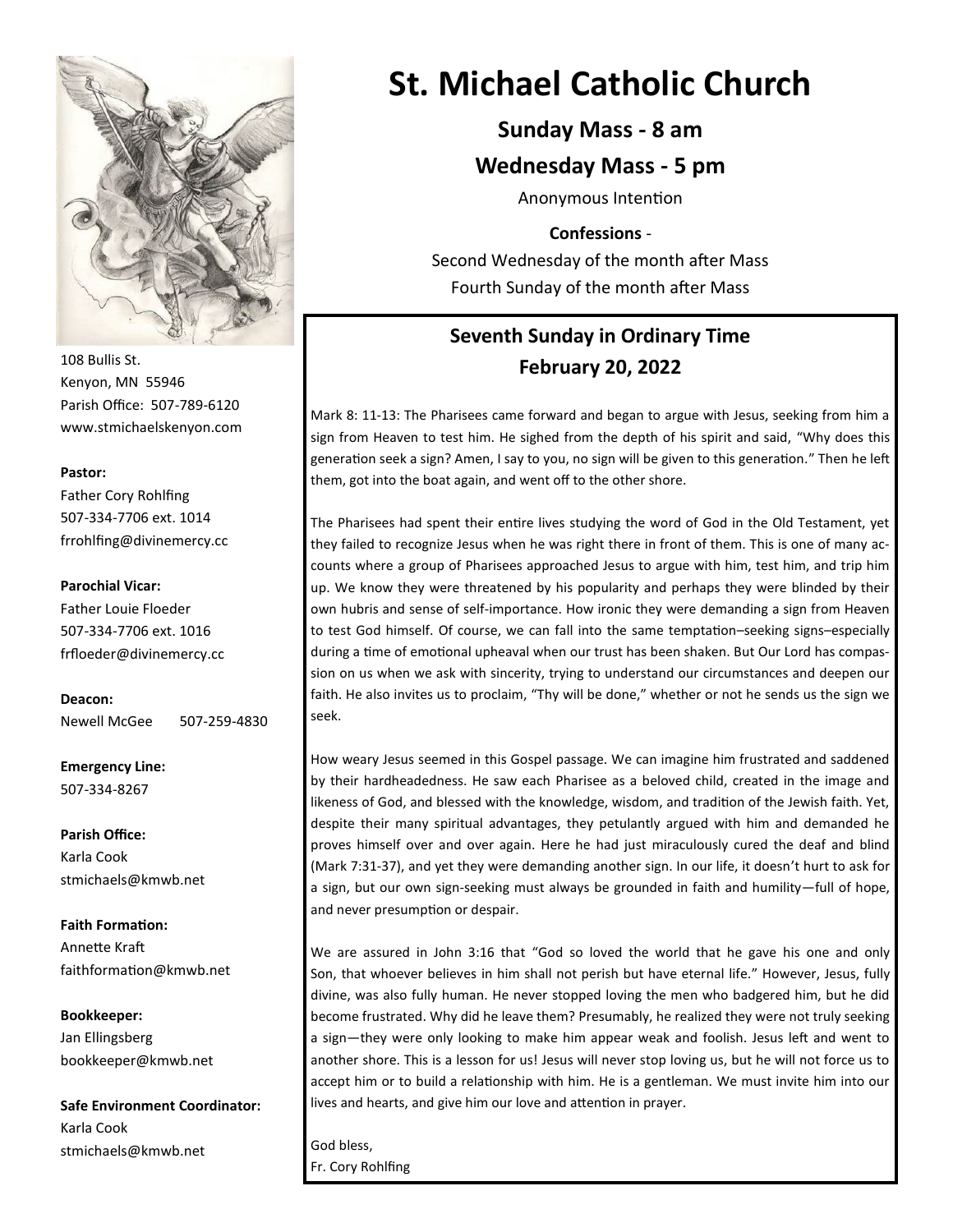# St. Michael Catholic Church

**Sunday Mass - 8 am**

**Wednesday Mass - 5 pm**

Anonymous Intention

**Confessions** -

Second Wednesday of the month after Mass

Fourth Sunday of the month after Mass

108 Bullis St.
Kenyon, MN 55946
Parish Office: 507-789-6120
www.stmichaelskenyon.com

**Pastor:**
Father Cory Rohlfing
507-334-7706 ext. 1014
frrohlfing@divinemercy.cc

**Parochial Vicar:**
Father Louie Floeder
507-334-7706 ext. 1016
frfloeder@divinemercy.cc

**Deacon:**
Newell McGee 507-259-4830

**Emergency Line:**
507-334-8267

**Parish Office:**
Karla Cook
stmichaels@kmwb.net

**Faith Formation:**
Annette Kraft
faithformation@kmwb.net

**Bookkeeper:**
Jan Ellingsberg
bookkeeper@kmwb.net

**Safe Environment Coordinator:**
Karla Cook
stmichaels@kmwb.net

## Seventh Sunday in Ordinary Time
## February 20, 2022

Mark 8: 11-13: The Pharisees came forward and began to argue with Jesus, seeking from him a sign from Heaven to test him. He sighed from the depth of his spirit and said, "Why does this generation seek a sign? Amen, I say to you, no sign will be given to this generation." Then he left them, got into the boat again, and went off to the other shore.

The Pharisees had spent their entire lives studying the word of God in the Old Testament, yet they failed to recognize Jesus when he was right there in front of them. This is one of many accounts where a group of Pharisees approached Jesus to argue with him, test him, and trip him up. We know they were threatened by his popularity and perhaps they were blinded by their own hubris and sense of self-importance. How ironic they were demanding a sign from Heaven to test God himself. Of course, we can fall into the same temptation–seeking signs–especially during a time of emotional upheaval when our trust has been shaken. But Our Lord has compassion on us when we ask with sincerity, trying to understand our circumstances and deepen our faith. He also invites us to proclaim, "Thy will be done," whether or not he sends us the sign we seek.

How weary Jesus seemed in this Gospel passage. We can imagine him frustrated and saddened by their hardheadedness. He saw each Pharisee as a beloved child, created in the image and likeness of God, and blessed with the knowledge, wisdom, and tradition of the Jewish faith. Yet, despite their many spiritual advantages, they petulantly argued with him and demanded he proves himself over and over again. Here he had just miraculously cured the deaf and blind (Mark 7:31-37), and yet they were demanding another sign. In our life, it doesn't hurt to ask for a sign, but our own sign-seeking must always be grounded in faith and humility—full of hope, and never presumption or despair.

We are assured in John 3:16 that "God so loved the world that he gave his one and only Son, that whoever believes in him shall not perish but have eternal life." However, Jesus, fully divine, was also fully human. He never stopped loving the men who badgered him, but he did become frustrated. Why did he leave them? Presumably, he realized they were not truly seeking a sign—they were only looking to make him appear weak and foolish. Jesus left and went to another shore. This is a lesson for us! Jesus will never stop loving us, but he will not force us to accept him or to build a relationship with him. He is a gentleman. We must invite him into our lives and hearts, and give him our love and attention in prayer.

God bless,
Fr. Cory Rohlfing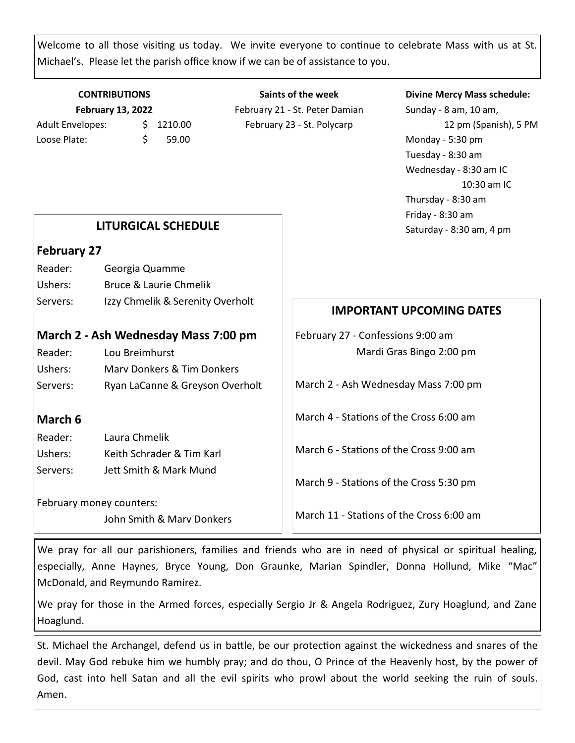Welcome to all those visiting us today. We invite everyone to continue to celebrate Mass with us at St. Michael's. Please let the parish office know if we can be of assistance to you.

**CONTRIBUTIONS**

**February 13, 2022**

| | |
|---|---|
| Adult Envelopes: | $ 1210.00 |
| Loose Plate: | $ 59.00 |

**Saints of the week**

February 21 - St. Peter Damian

February 23 - St. Polycarp

**Divine Mercy Mass schedule:**

Sunday - 8 am, 10 am, 12 pm (Spanish), 5 PM
Monday - 5:30 pm
Tuesday - 8:30 am
Wednesday - 8:30 am IC
10:30 am IC
Thursday - 8:30 am
Friday - 8:30 am
Saturday - 8:30 am, 4 pm

## LITURGICAL SCHEDULE

### February 27

| | |
|---|---|
| Reader: | Georgia Quamme |
| Ushers: | Bruce & Laurie Chmelik |
| Servers: | Izzy Chmelik & Serenity Overholt |

### March 2 - Ash Wednesday Mass 7:00 pm

| | |
|---|---|
| Reader: | Lou Breimhurst |
| Ushers: | Marv Donkers & Tim Donkers |
| Servers: | Ryan LaCanne & Greyson Overholt |

### March 6

| | |
|---|---|
| Reader: | Laura Chmelik |
| Ushers: | Keith Schrader & Tim Karl |
| Servers: | Jett Smith & Mark Mund |

February money counters:
John Smith & Marv Donkers

## IMPORTANT UPCOMING DATES

February 27 - Confessions 9:00 am
Mardi Gras Bingo 2:00 pm

March 2 - Ash Wednesday Mass 7:00 pm

March 4 - Stations of the Cross 6:00 am

March 6 - Stations of the Cross 9:00 am

March 9 - Stations of the Cross 5:30 pm

March 11 - Stations of the Cross 6:00 am

We pray for all our parishioners, families and friends who are in need of physical or spiritual healing, especially, Anne Haynes, Bryce Young, Don Graunke, Marian Spindler, Donna Hollund, Mike "Mac" McDonald, and Reymundo Ramirez.

We pray for those in the Armed forces, especially Sergio Jr & Angela Rodriguez, Zury Hoaglund, and Zane Hoaglund.

St. Michael the Archangel, defend us in battle, be our protection against the wickedness and snares of the devil. May God rebuke him we humbly pray; and do thou, O Prince of the Heavenly host, by the power of God, cast into hell Satan and all the evil spirits who prowl about the world seeking the ruin of souls. Amen.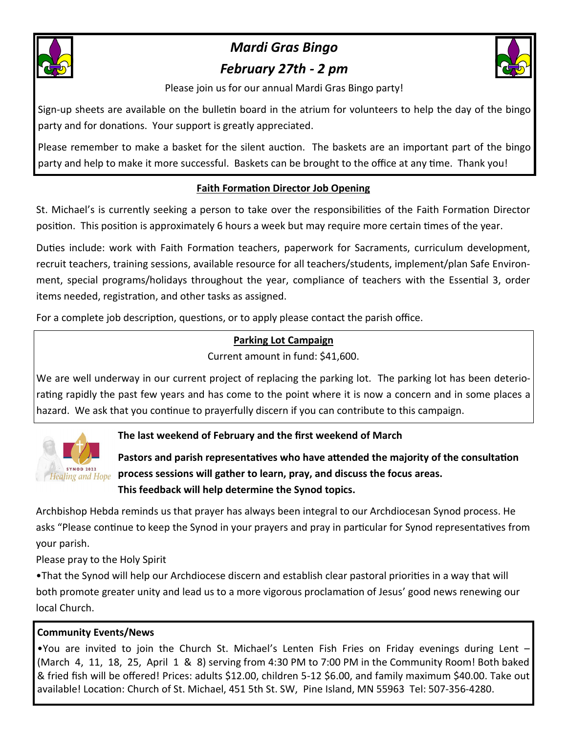## *Mardi Gras Bingo*

## *February 27th - 2 pm*

Please join us for our annual Mardi Gras Bingo party!

Sign-up sheets are available on the bulletin board in the atrium for volunteers to help the day of the bingo party and for donations. Your support is greatly appreciated.

Please remember to make a basket for the silent auction. The baskets are an important part of the bingo party and help to make it more successful. Baskets can be brought to the office at any time. Thank you!

### Faith Formation Director Job Opening

St. Michael's is currently seeking a person to take over the responsibilities of the Faith Formation Director position. This position is approximately 6 hours a week but may require more certain times of the year.

Duties include: work with Faith Formation teachers, paperwork for Sacraments, curriculum development, recruit teachers, training sessions, available resource for all teachers/students, implement/plan Safe Environment, special programs/holidays throughout the year, compliance of teachers with the Essential 3, order items needed, registration, and other tasks as assigned.

For a complete job description, questions, or to apply please contact the parish office.

### Parking Lot Campaign

Current amount in fund: $41,600.

We are well underway in our current project of replacing the parking lot. The parking lot has been deteriorating rapidly the past few years and has come to the point where it is now a concern and in some places a hazard. We ask that you continue to prayerfully discern if you can contribute to this campaign.

SYNOD 2022 *Healing and Hope*

**The last weekend of February and the first weekend of March**

**Pastors and parish representatives who have attended the majority of the consultation process sessions will gather to learn, pray, and discuss the focus areas. This feedback will help determine the Synod topics.**

Archbishop Hebda reminds us that prayer has always been integral to our Archdiocesan Synod process. He asks "Please continue to keep the Synod in your prayers and pray in particular for Synod representatives from your parish.

Please pray to the Holy Spirit

- That the Synod will help our Archdiocese discern and establish clear pastoral priorities in a way that will both promote greater unity and lead us to a more vigorous proclamation of Jesus' good news renewing our local Church.

### Community Events/News

- You are invited to join the Church St. Michael's Lenten Fish Fries on Friday evenings during Lent – (March 4, 11, 18, 25, April 1 & 8) serving from 4:30 PM to 7:00 PM in the Community Room! Both baked & fried fish will be offered! Prices: adults $12.00, children 5-12 $6.00, and family maximum $40.00. Take out available! Location: Church of St. Michael, 451 5th St. SW, Pine Island, MN 55963 Tel: 507-356-4280.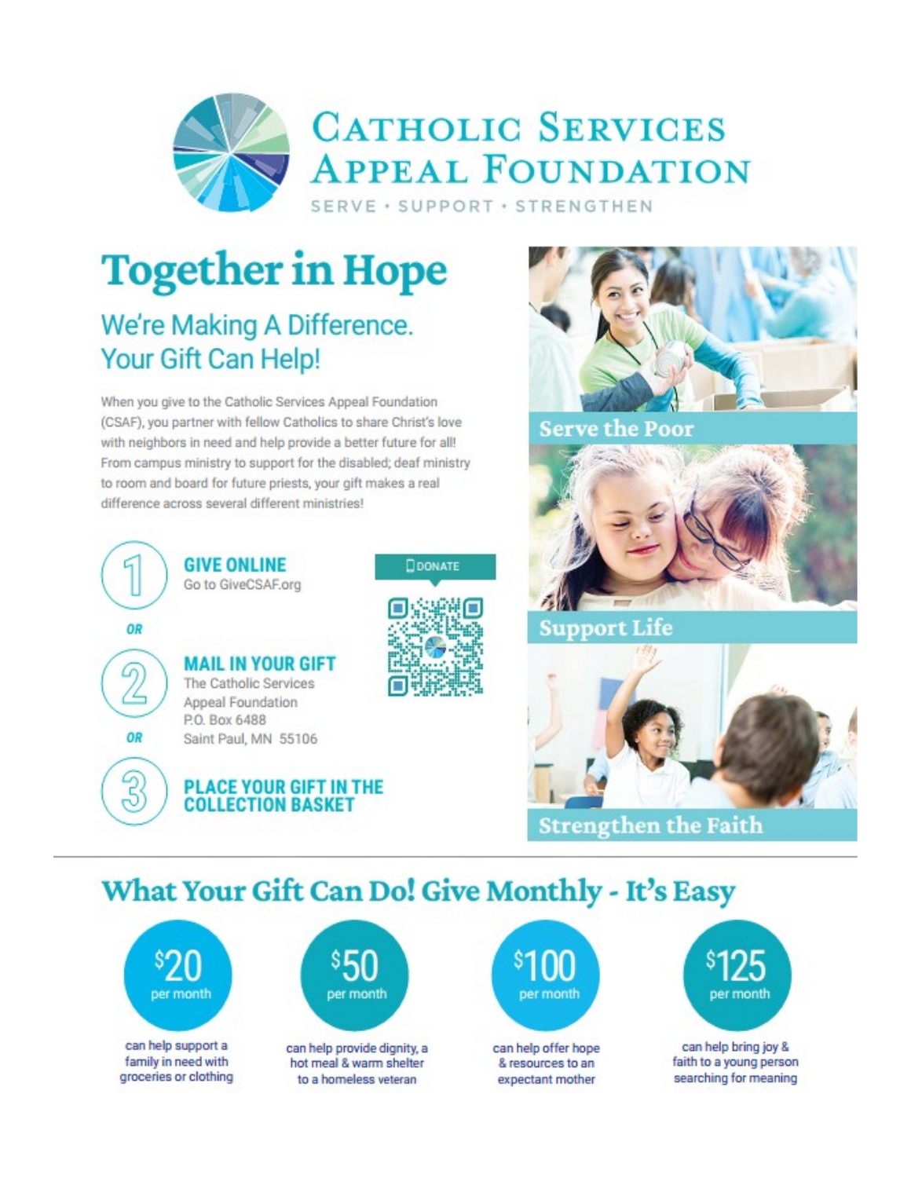# Catholic Services Appeal Foundation

SERVE · SUPPORT · STRENGTHEN

## Together in Hope

### We're Making A Difference. Your Gift Can Help!

When you give to the Catholic Services Appeal Foundation (CSAF), you partner with fellow Catholics to share Christ's love with neighbors in need and help provide a better future for all! From campus ministry to support for the disabled; deaf ministry to room and board for future priests, your gift makes a real difference across several different ministries!

1. **GIVE ONLINE**
   Go to GiveCSAF.org

*OR*

2. **MAIL IN YOUR GIFT**
   The Catholic Services Appeal Foundation
   P.O. Box 6488
   Saint Paul, MN 55106

*OR*

3. **PLACE YOUR GIFT IN THE COLLECTION BASKET**

DONATE

Serve the Poor

Support Life

Strengthen the Faith

## What Your Gift Can Do! Give Monthly - It's Easy

**$20 per month** can help support a family in need with groceries or clothing

**$50 per month** can help provide dignity, a hot meal & warm shelter to a homeless veteran

**$100 per month** can help offer hope & resources to an expectant mother

**$125 per month** can help bring joy & faith to a young person searching for meaning